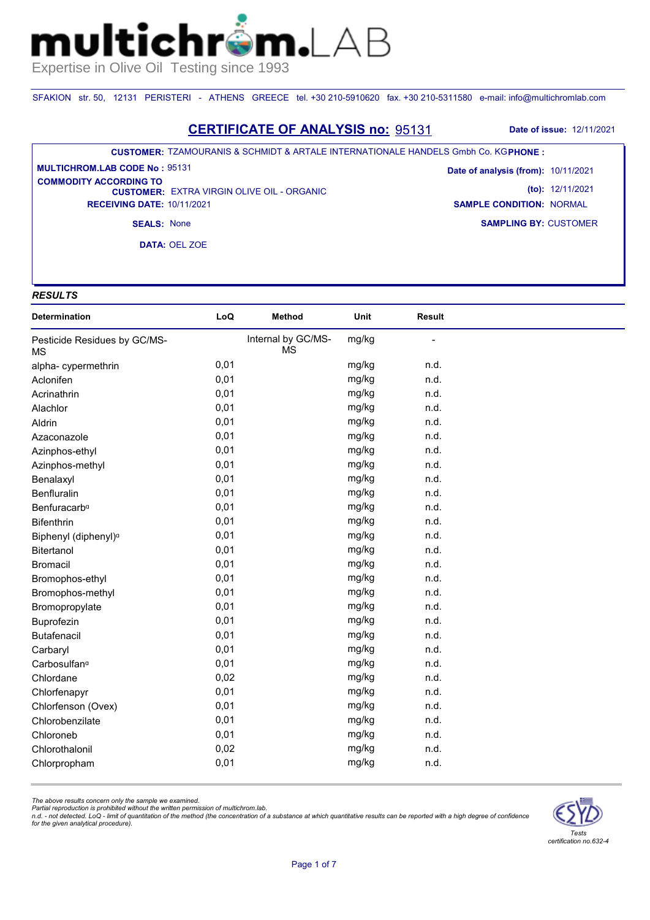# multichrom.LAB

Expertise in Olive Oil Testing since 1993

SFAKION str. 50, 12131 PERISTERI - ATHENS GREECE tel. +30 210-5910620 fax. +30 210-5311580 e-mail: info@multichromlab.com

## CERTIFICATE OF ANALYSIS no: 95131

**Date of issue:** 12/11/2021

**CUSTOMER:** TZAMOURANIS & SCHMIDT & ARTALE INTERNATIONALE HANDELS Gmbh Co. KG **PHONE :**

**MULTICHROM.LAB CODE No :** 95131

**COMMODITY ACCORDING TO CUSTOMER:** EXTRA VIRGIN OLIVE OIL - ORGANIC

**RECEIVING DATE:** 10/11/2021

**SEALS:** None

**DATA:** OEL ZOE

**Date of analysis (from):** 10/11/2021

**(to):** 12/11/2021

**SAMPLE CONDITION:** NORMAL

**SAMPLING BY:** CUSTOMER

### *RESULTS*

| Determination | LoQ | Method | Unit | Result |
|---|---|---|---|---|
| Pesticide Residues by GC/MS-MS | | Internal by GC/MS-MS | mg/kg | - |
| alpha- cypermethrin | 0,01 | | mg/kg | n.d. |
| Aclonifen | 0,01 | | mg/kg | n.d. |
| Acrinathrin | 0,01 | | mg/kg | n.d. |
| Alachlor | 0,01 | | mg/kg | n.d. |
| Aldrin | 0,01 | | mg/kg | n.d. |
| Azaconazole | 0,01 | | mg/kg | n.d. |
| Azinphos-ethyl | 0,01 | | mg/kg | n.d. |
| Azinphos-methyl | 0,01 | | mg/kg | n.d. |
| Benalaxyl | 0,01 | | mg/kg | n.d. |
| Benfluralin | 0,01 | | mg/kg | n.d. |
| Benfuracarb[a] | 0,01 | | mg/kg | n.d. |
| Bifenthrin | 0,01 | | mg/kg | n.d. |
| Biphenyl (diphenyl)[a] | 0,01 | | mg/kg | n.d. |
| Bitertanol | 0,01 | | mg/kg | n.d. |
| Bromacil | 0,01 | | mg/kg | n.d. |
| Bromophos-ethyl | 0,01 | | mg/kg | n.d. |
| Bromophos-methyl | 0,01 | | mg/kg | n.d. |
| Bromopropylate | 0,01 | | mg/kg | n.d. |
| Buprofezin | 0,01 | | mg/kg | n.d. |
| Butafenacil | 0,01 | | mg/kg | n.d. |
| Carbaryl | 0,01 | | mg/kg | n.d. |
| Carbosulfan[a] | 0,01 | | mg/kg | n.d. |
| Chlordane | 0,02 | | mg/kg | n.d. |
| Chlorfenapyr | 0,01 | | mg/kg | n.d. |
| Chlorfenson (Ovex) | 0,01 | | mg/kg | n.d. |
| Chlorobenzilate | 0,01 | | mg/kg | n.d. |
| Chloroneb | 0,01 | | mg/kg | n.d. |
| Chlorothalonil | 0,02 | | mg/kg | n.d. |
| Chlorpropham | 0,01 | | mg/kg | n.d. |

*The above results concern only the sample we examined.*
*Partial reproduction is prohibited without the written permission of multichrom.lab.*
*n.d. - not detected. LoQ - limit of quantitation of the method (the concentration of a substance at which quantitative results can be reported with a high degree of confidence for the given analytical procedure).*

*Tests certification no.632-4*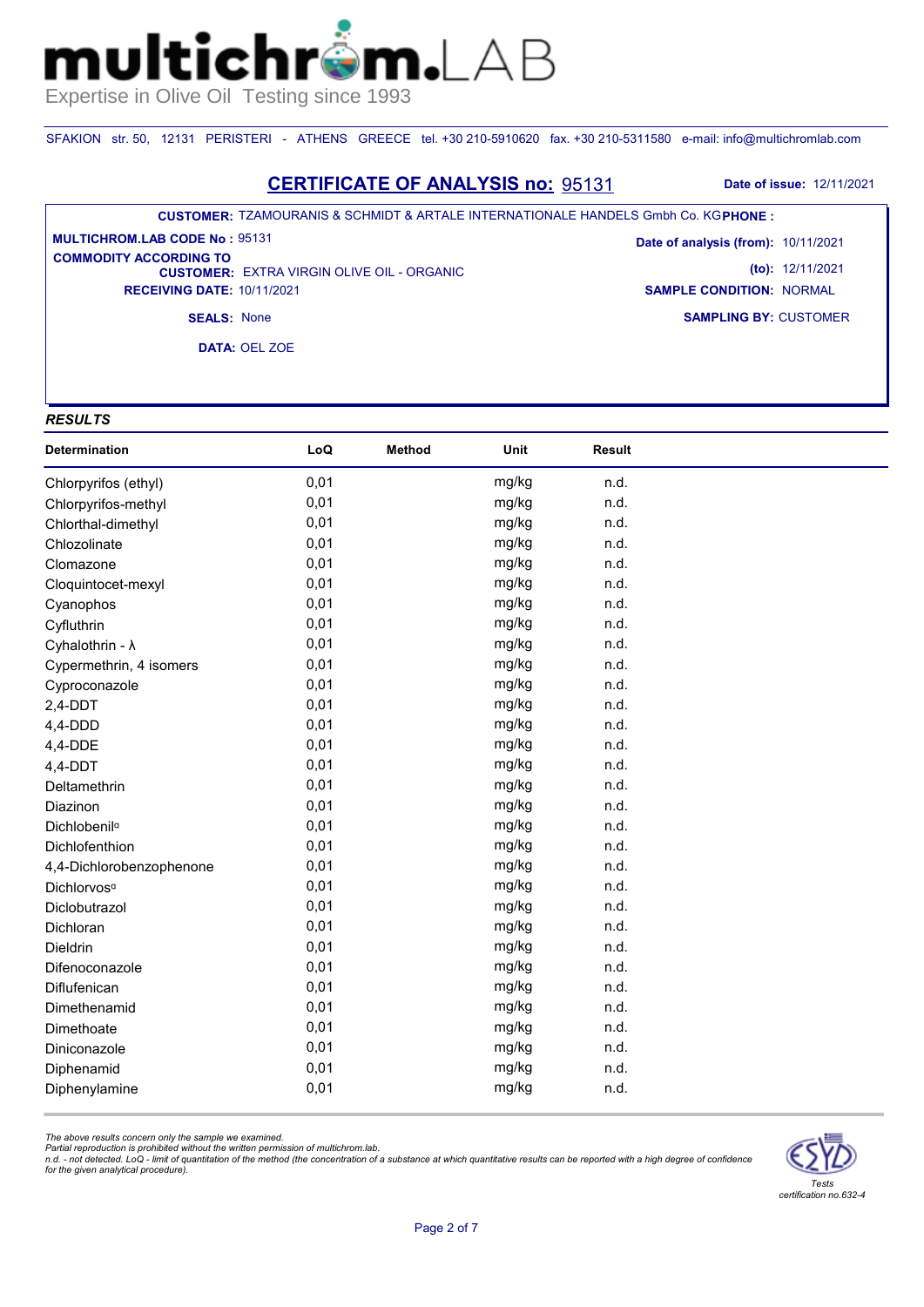# multichrom.LAB

Expertise in Olive Oil Testing since 1993

SFAKION str. 50, 12131 PERISTERI - ATHENS GREECE tel. +30 210-5910620 fax. +30 210-5311580 e-mail: info@multichromlab.com

## CERTIFICATE OF ANALYSIS no: 95131

**Date of issue:** 12/11/2021

**CUSTOMER:** TZAMOURANIS & SCHMIDT & ARTALE INTERNATIONALE HANDELS Gmbh Co. KG **PHONE :**

**MULTICHROM.LAB CODE No :** 95131

**Date of analysis (from):** 10/11/2021

**(to):** 12/11/2021

**COMMODITY ACCORDING TO CUSTOMER:** EXTRA VIRGIN OLIVE OIL - ORGANIC

**RECEIVING DATE:** 10/11/2021

**SAMPLE CONDITION:** NORMAL

**SEALS:** None

**SAMPLING BY:** CUSTOMER

**DATA:** OEL ZOE

### *RESULTS*

| Determination | LoQ | Method | Unit | Result |
|---|---|---|---|---|
| Chlorpyrifos (ethyl) | 0,01 | | mg/kg | n.d. |
| Chlorpyrifos-methyl | 0,01 | | mg/kg | n.d. |
| Chlorthal-dimethyl | 0,01 | | mg/kg | n.d. |
| Chlozolinate | 0,01 | | mg/kg | n.d. |
| Clomazone | 0,01 | | mg/kg | n.d. |
| Cloquintocet-mexyl | 0,01 | | mg/kg | n.d. |
| Cyanophos | 0,01 | | mg/kg | n.d. |
| Cyfluthrin | 0,01 | | mg/kg | n.d. |
| Cyhalothrin - λ | 0,01 | | mg/kg | n.d. |
| Cypermethrin, 4 isomers | 0,01 | | mg/kg | n.d. |
| Cyproconazole | 0,01 | | mg/kg | n.d. |
| 2,4-DDT | 0,01 | | mg/kg | n.d. |
| 4,4-DDD | 0,01 | | mg/kg | n.d. |
| 4,4-DDE | 0,01 | | mg/kg | n.d. |
| 4,4-DDT | 0,01 | | mg/kg | n.d. |
| Deltamethrin | 0,01 | | mg/kg | n.d. |
| Diazinon | 0,01 | | mg/kg | n.d. |
| Dichlobenil[α] | 0,01 | | mg/kg | n.d. |
| Dichlofenthion | 0,01 | | mg/kg | n.d. |
| 4,4-Dichlorobenzophenone | 0,01 | | mg/kg | n.d. |
| Dichlorvos[α] | 0,01 | | mg/kg | n.d. |
| Diclobutrazol | 0,01 | | mg/kg | n.d. |
| Dichloran | 0,01 | | mg/kg | n.d. |
| Dieldrin | 0,01 | | mg/kg | n.d. |
| Difenoconazole | 0,01 | | mg/kg | n.d. |
| Diflufenican | 0,01 | | mg/kg | n.d. |
| Dimethenamid | 0,01 | | mg/kg | n.d. |
| Dimethoate | 0,01 | | mg/kg | n.d. |
| Diniconazole | 0,01 | | mg/kg | n.d. |
| Diphenamid | 0,01 | | mg/kg | n.d. |
| Diphenylamine | 0,01 | | mg/kg | n.d. |

*The above results concern only the sample we examined.*
*Partial reproduction is prohibited without the written permission of multichrom.lab.*
*n.d. - not detected. LoQ - limit of quantitation of the method (the concentration of a substance at which quantitative results can be reported with a high degree of confidence for the given analytical procedure).*

*Tests certification no.632-4*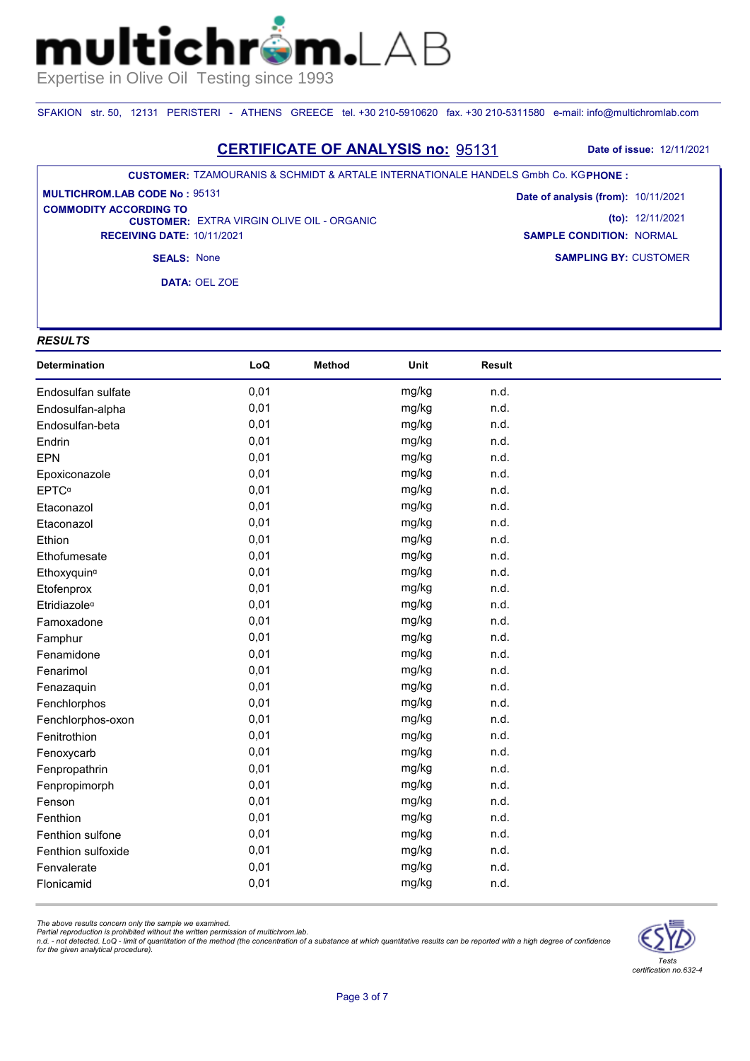# multichrom.LAB

Expertise in Olive Oil Testing since 1993

SFAKION str. 50, 12131 PERISTERI - ATHENS GREECE tel. +30 210-5910620 fax. +30 210-5311580 e-mail: info@multichromlab.com

## CERTIFICATE OF ANALYSIS no: 95131

**Date of issue:** 12/11/2021

**CUSTOMER:** TZAMOURANIS & SCHMIDT & ARTALE INTERNATIONALE HANDELS Gmbh Co. KG **PHONE :**

**MULTICHROM.LAB CODE No :** 95131

**Date of analysis (from):** 10/11/2021

**(to):** 12/11/2021

**COMMODITY ACCORDING TO CUSTOMER:** EXTRA VIRGIN OLIVE OIL - ORGANIC

**RECEIVING DATE:** 10/11/2021

**SAMPLE CONDITION:** NORMAL

**SEALS:** None

**SAMPLING BY:** CUSTOMER

**DATA:** OEL ZOE

### *RESULTS*

| Determination | LoQ | Method | Unit | Result |
|---|---|---|---|---|
| Endosulfan sulfate | 0,01 | | mg/kg | n.d. |
| Endosulfan-alpha | 0,01 | | mg/kg | n.d. |
| Endosulfan-beta | 0,01 | | mg/kg | n.d. |
| Endrin | 0,01 | | mg/kg | n.d. |
| EPN | 0,01 | | mg/kg | n.d. |
| Epoxiconazole | 0,01 | | mg/kg | n.d. |
| EPTCᵅ | 0,01 | | mg/kg | n.d. |
| Etaconazol | 0,01 | | mg/kg | n.d. |
| Etaconazol | 0,01 | | mg/kg | n.d. |
| Ethion | 0,01 | | mg/kg | n.d. |
| Ethofumesate | 0,01 | | mg/kg | n.d. |
| Ethoxyquinᵅ | 0,01 | | mg/kg | n.d. |
| Etofenprox | 0,01 | | mg/kg | n.d. |
| Etridiazoleᵅ | 0,01 | | mg/kg | n.d. |
| Famoxadone | 0,01 | | mg/kg | n.d. |
| Famphur | 0,01 | | mg/kg | n.d. |
| Fenamidone | 0,01 | | mg/kg | n.d. |
| Fenarimol | 0,01 | | mg/kg | n.d. |
| Fenazaquin | 0,01 | | mg/kg | n.d. |
| Fenchlorphos | 0,01 | | mg/kg | n.d. |
| Fenchlorphos-oxon | 0,01 | | mg/kg | n.d. |
| Fenitrothion | 0,01 | | mg/kg | n.d. |
| Fenoxycarb | 0,01 | | mg/kg | n.d. |
| Fenpropathrin | 0,01 | | mg/kg | n.d. |
| Fenpropimorph | 0,01 | | mg/kg | n.d. |
| Fenson | 0,01 | | mg/kg | n.d. |
| Fenthion | 0,01 | | mg/kg | n.d. |
| Fenthion sulfone | 0,01 | | mg/kg | n.d. |
| Fenthion sulfoxide | 0,01 | | mg/kg | n.d. |
| Fenvalerate | 0,01 | | mg/kg | n.d. |
| Flonicamid | 0,01 | | mg/kg | n.d. |

*The above results concern only the sample we examined.*
*Partial reproduction is prohibited without the written permission of multichrom.lab.*
*n.d. - not detected. LoQ - limit of quantitation of the method (the concentration of a substance at which quantitative results can be reported with a high degree of confidence for the given analytical procedure).*

*Tests certification no.632-4*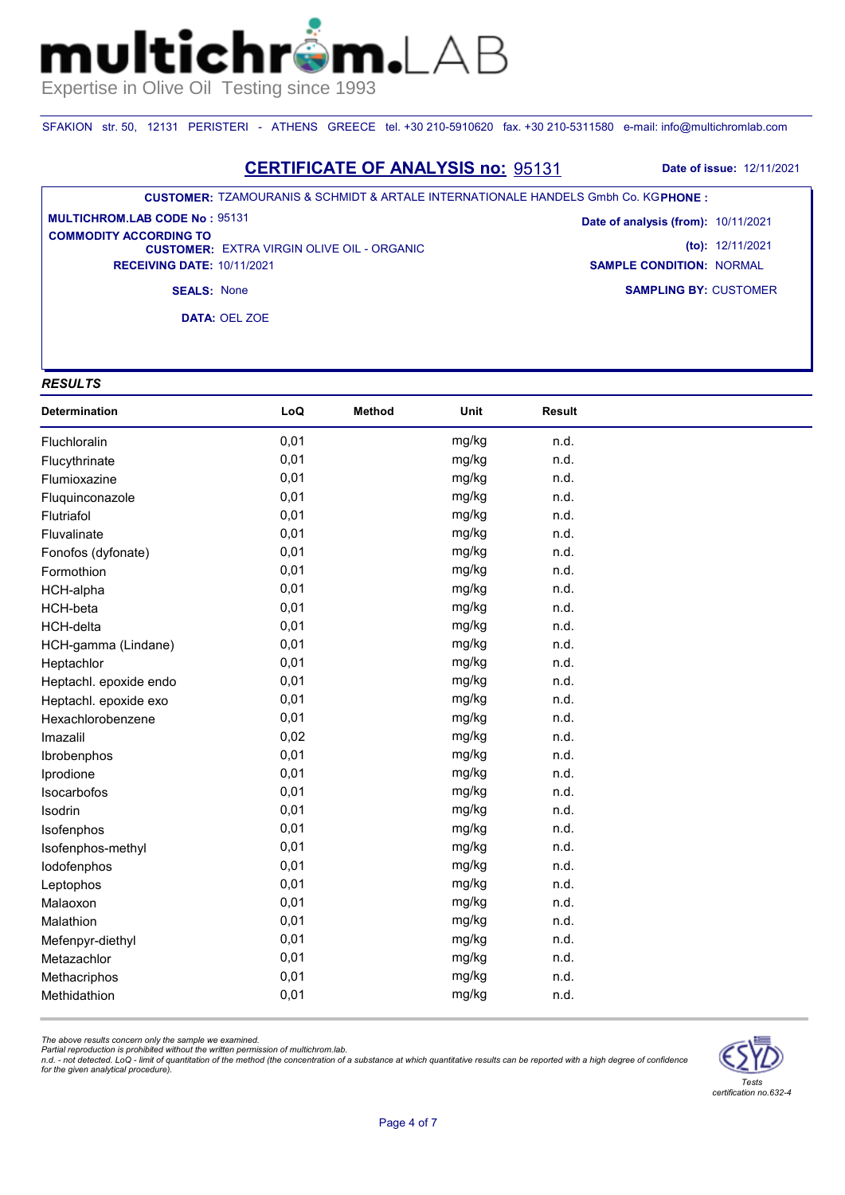# multichrom.LAB

Expertise in Olive Oil Testing since 1993

SFAKION str. 50, 12131 PERISTERI - ATHENS GREECE tel. +30 210-5910620 fax. +30 210-5311580 e-mail: info@multichromlab.com

## CERTIFICATE OF ANALYSIS no: 95131

**Date of issue:** 12/11/2021

**CUSTOMER:** TZAMOURANIS & SCHMIDT & ARTALE INTERNATIONALE HANDELS Gmbh Co. KG **PHONE :**

**MULTICHROM.LAB CODE No :** 95131

**Date of analysis (from):** 10/11/2021

**(to):** 12/11/2021

**COMMODITY ACCORDING TO CUSTOMER:** EXTRA VIRGIN OLIVE OIL - ORGANIC

**RECEIVING DATE:** 10/11/2021

**SAMPLE CONDITION:** NORMAL

**SEALS:** None

**SAMPLING BY:** CUSTOMER

**DATA:** OEL ZOE

### *RESULTS*

| Determination | LoQ | Method | Unit | Result |
|---|---|---|---|---|
| Fluchloralin | 0,01 | | mg/kg | n.d. |
| Flucythrinate | 0,01 | | mg/kg | n.d. |
| Flumioxazine | 0,01 | | mg/kg | n.d. |
| Fluquinconazole | 0,01 | | mg/kg | n.d. |
| Flutriafol | 0,01 | | mg/kg | n.d. |
| Fluvalinate | 0,01 | | mg/kg | n.d. |
| Fonofos (dyfonate) | 0,01 | | mg/kg | n.d. |
| Formothion | 0,01 | | mg/kg | n.d. |
| HCH-alpha | 0,01 | | mg/kg | n.d. |
| HCH-beta | 0,01 | | mg/kg | n.d. |
| HCH-delta | 0,01 | | mg/kg | n.d. |
| HCH-gamma (Lindane) | 0,01 | | mg/kg | n.d. |
| Heptachlor | 0,01 | | mg/kg | n.d. |
| Heptachl. epoxide endo | 0,01 | | mg/kg | n.d. |
| Heptachl. epoxide exo | 0,01 | | mg/kg | n.d. |
| Hexachlorobenzene | 0,01 | | mg/kg | n.d. |
| Imazalil | 0,02 | | mg/kg | n.d. |
| Ibrobenphos | 0,01 | | mg/kg | n.d. |
| Iprodione | 0,01 | | mg/kg | n.d. |
| Isocarbofos | 0,01 | | mg/kg | n.d. |
| Isodrin | 0,01 | | mg/kg | n.d. |
| Isofenphos | 0,01 | | mg/kg | n.d. |
| Isofenphos-methyl | 0,01 | | mg/kg | n.d. |
| Iodofenphos | 0,01 | | mg/kg | n.d. |
| Leptophos | 0,01 | | mg/kg | n.d. |
| Malaoxon | 0,01 | | mg/kg | n.d. |
| Malathion | 0,01 | | mg/kg | n.d. |
| Mefenpyr-diethyl | 0,01 | | mg/kg | n.d. |
| Metazachlor | 0,01 | | mg/kg | n.d. |
| Methacriphos | 0,01 | | mg/kg | n.d. |
| Methidathion | 0,01 | | mg/kg | n.d. |

*The above results concern only the sample we examined.*
*Partial reproduction is prohibited without the written permission of multichrom.lab.*
*n.d. - not detected. LoQ - limit of quantitation of the method (the concentration of a substance at which quantitative results can be reported with a high degree of confidence for the given analytical procedure).*

*Tests certification no.632-4*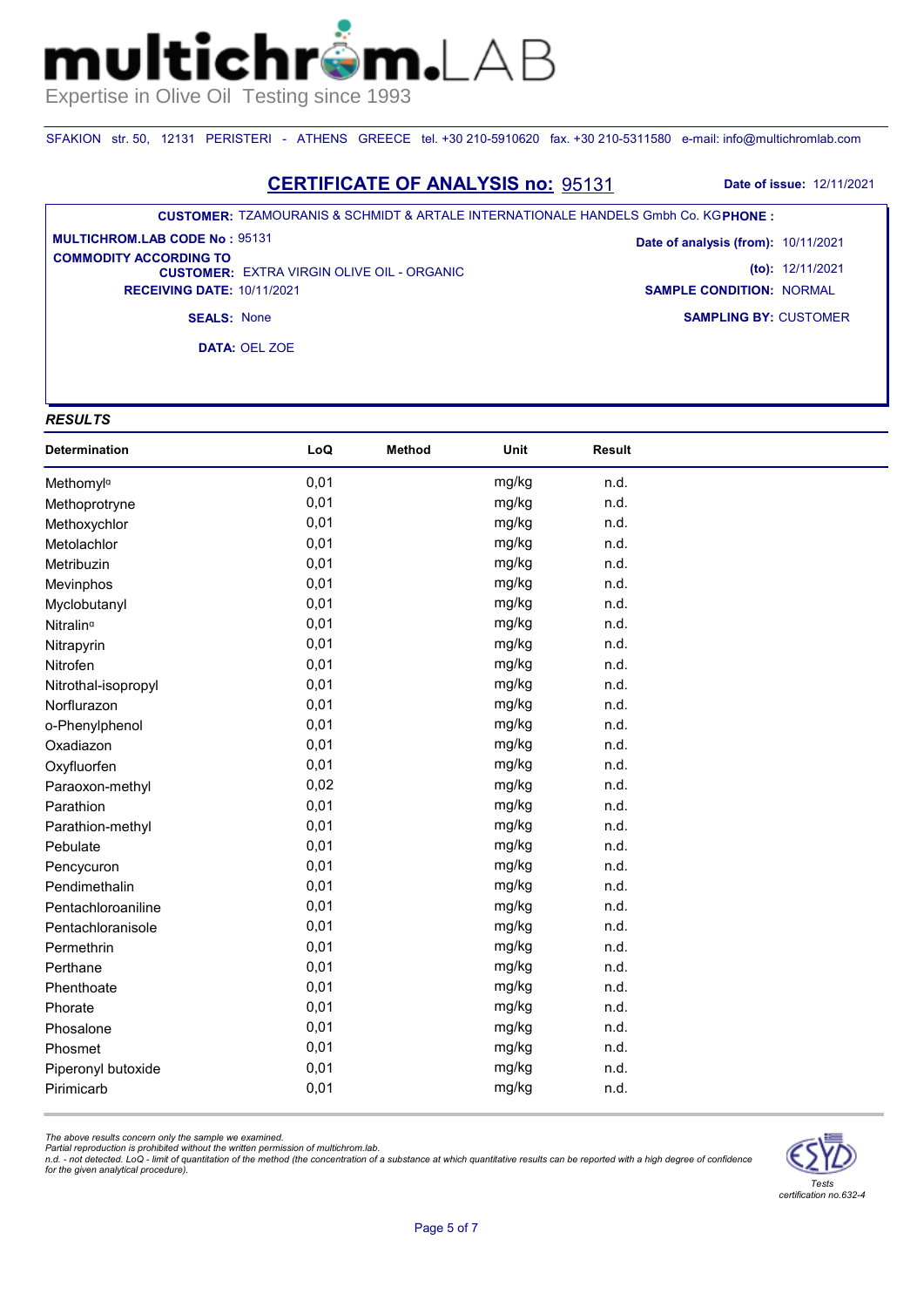# multichrom.LAB

Expertise in Olive Oil Testing since 1993

SFAKION str. 50, 12131 PERISTERI - ATHENS GREECE tel. +30 210-5910620 fax. +30 210-5311580 e-mail: info@multichromlab.com

## CERTIFICATE OF ANALYSIS no: 95131

**Date of issue:** 12/11/2021

**CUSTOMER:** TZAMOURANIS & SCHMIDT & ARTALE INTERNATIONALE HANDELS Gmbh Co. KG **PHONE :**

**MULTICHROM.LAB CODE No :** 95131

**Date of analysis (from):** 10/11/2021

**(to):** 12/11/2021

**COMMODITY ACCORDING TO CUSTOMER:** EXTRA VIRGIN OLIVE OIL - ORGANIC

**RECEIVING DATE:** 10/11/2021

**SAMPLE CONDITION:** NORMAL

**SEALS:** None

**SAMPLING BY:** CUSTOMER

**DATA:** OEL ZOE

### *RESULTS*

| Determination | LoQ | Method | Unit | Result |
|---|---|---|---|---|
| Methomyl[α] | 0,01 | | mg/kg | n.d. |
| Methoprotryne | 0,01 | | mg/kg | n.d. |
| Methoxychlor | 0,01 | | mg/kg | n.d. |
| Metolachlor | 0,01 | | mg/kg | n.d. |
| Metribuzin | 0,01 | | mg/kg | n.d. |
| Mevinphos | 0,01 | | mg/kg | n.d. |
| Myclobutanyl | 0,01 | | mg/kg | n.d. |
| Nitralin[α] | 0,01 | | mg/kg | n.d. |
| Nitrapyrin | 0,01 | | mg/kg | n.d. |
| Nitrofen | 0,01 | | mg/kg | n.d. |
| Nitrothal-isopropyl | 0,01 | | mg/kg | n.d. |
| Norflurazon | 0,01 | | mg/kg | n.d. |
| o-Phenylphenol | 0,01 | | mg/kg | n.d. |
| Oxadiazon | 0,01 | | mg/kg | n.d. |
| Oxyfluorfen | 0,01 | | mg/kg | n.d. |
| Paraoxon-methyl | 0,02 | | mg/kg | n.d. |
| Parathion | 0,01 | | mg/kg | n.d. |
| Parathion-methyl | 0,01 | | mg/kg | n.d. |
| Pebulate | 0,01 | | mg/kg | n.d. |
| Pencycuron | 0,01 | | mg/kg | n.d. |
| Pendimethalin | 0,01 | | mg/kg | n.d. |
| Pentachloroaniline | 0,01 | | mg/kg | n.d. |
| Pentachloranisole | 0,01 | | mg/kg | n.d. |
| Permethrin | 0,01 | | mg/kg | n.d. |
| Perthane | 0,01 | | mg/kg | n.d. |
| Phenthoate | 0,01 | | mg/kg | n.d. |
| Phorate | 0,01 | | mg/kg | n.d. |
| Phosalone | 0,01 | | mg/kg | n.d. |
| Phosmet | 0,01 | | mg/kg | n.d. |
| Piperonyl butoxide | 0,01 | | mg/kg | n.d. |
| Pirimicarb | 0,01 | | mg/kg | n.d. |

*The above results concern only the sample we examined.*
*Partial reproduction is prohibited without the written permission of multichrom.lab.*
*n.d. - not detected. LoQ - limit of quantitation of the method (the concentration of a substance at which quantitative results can be reported with a high degree of confidence for the given analytical procedure).*

ESYD *Tests certification no.632-4*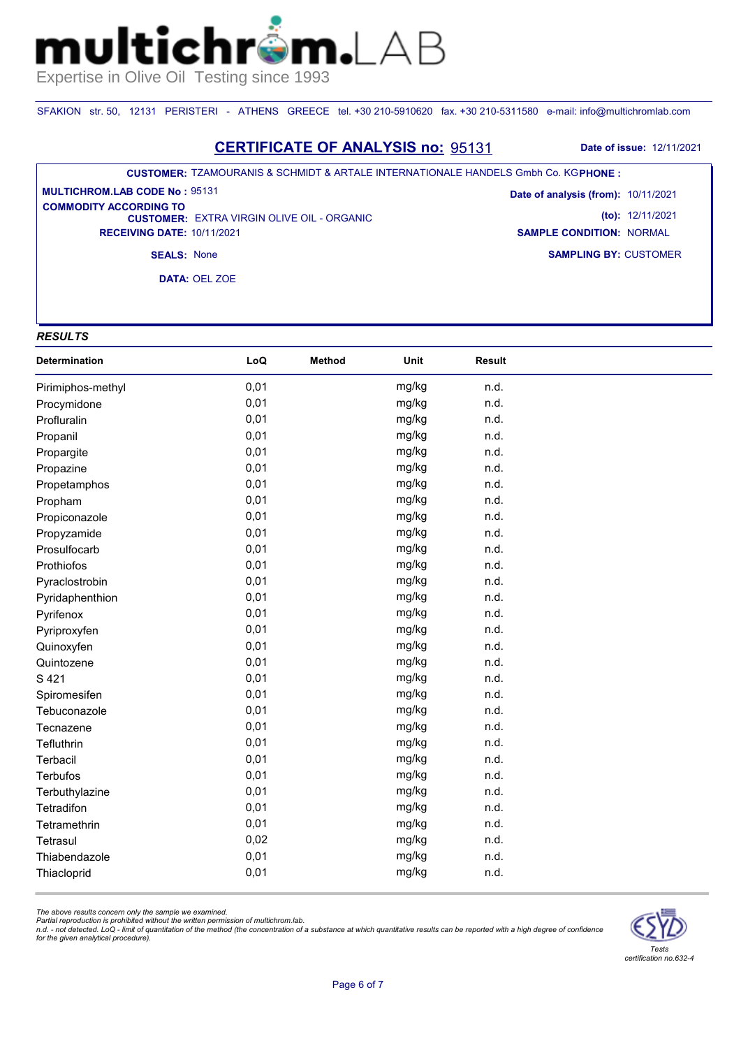# multichrom.LAB

Expertise in Olive Oil Testing since 1993

SFAKION str. 50, 12131 PERISTERI - ATHENS GREECE tel. +30 210-5910620 fax. +30 210-5311580 e-mail: info@multichromlab.com

## CERTIFICATE OF ANALYSIS no: 95131

**Date of issue:** 12/11/2021

**CUSTOMER:** TZAMOURANIS & SCHMIDT & ARTALE INTERNATIONALE HANDELS Gmbh Co. KG **PHONE :**

**MULTICHROM.LAB CODE No :** 95131

**COMMODITY ACCORDING TO CUSTOMER:** EXTRA VIRGIN OLIVE OIL - ORGANIC

**RECEIVING DATE:** 10/11/2021

**SEALS:** None

**DATA:** OEL ZOE

**Date of analysis (from):** 10/11/2021

**(to):** 12/11/2021

**SAMPLE CONDITION:** NORMAL

**SAMPLING BY:** CUSTOMER

### *RESULTS*

| Determination | LoQ | Method | Unit | Result |
|---|---|---|---|---|
| Pirimiphos-methyl | 0,01 | | mg/kg | n.d. |
| Procymidone | 0,01 | | mg/kg | n.d. |
| Profluralin | 0,01 | | mg/kg | n.d. |
| Propanil | 0,01 | | mg/kg | n.d. |
| Propargite | 0,01 | | mg/kg | n.d. |
| Propazine | 0,01 | | mg/kg | n.d. |
| Propetamphos | 0,01 | | mg/kg | n.d. |
| Propham | 0,01 | | mg/kg | n.d. |
| Propiconazole | 0,01 | | mg/kg | n.d. |
| Propyzamide | 0,01 | | mg/kg | n.d. |
| Prosulfocarb | 0,01 | | mg/kg | n.d. |
| Prothiofos | 0,01 | | mg/kg | n.d. |
| Pyraclostrobin | 0,01 | | mg/kg | n.d. |
| Pyridaphenthion | 0,01 | | mg/kg | n.d. |
| Pyrifenox | 0,01 | | mg/kg | n.d. |
| Pyriproxyfen | 0,01 | | mg/kg | n.d. |
| Quinoxyfen | 0,01 | | mg/kg | n.d. |
| Quintozene | 0,01 | | mg/kg | n.d. |
| S 421 | 0,01 | | mg/kg | n.d. |
| Spiromesifen | 0,01 | | mg/kg | n.d. |
| Tebuconazole | 0,01 | | mg/kg | n.d. |
| Tecnazene | 0,01 | | mg/kg | n.d. |
| Tefluthrin | 0,01 | | mg/kg | n.d. |
| Terbacil | 0,01 | | mg/kg | n.d. |
| Terbufos | 0,01 | | mg/kg | n.d. |
| Terbuthylazine | 0,01 | | mg/kg | n.d. |
| Tetradifon | 0,01 | | mg/kg | n.d. |
| Tetramethrin | 0,01 | | mg/kg | n.d. |
| Tetrasul | 0,02 | | mg/kg | n.d. |
| Thiabendazole | 0,01 | | mg/kg | n.d. |
| Thiacloprid | 0,01 | | mg/kg | n.d. |

*The above results concern only the sample we examined.*
*Partial reproduction is prohibited without the written permission of multichrom.lab.*
*n.d. - not detected. LoQ - limit of quantitation of the method (the concentration of a substance at which quantitative results can be reported with a high degree of confidence for the given analytical procedure).*

ESYD *Tests certification no.632-4*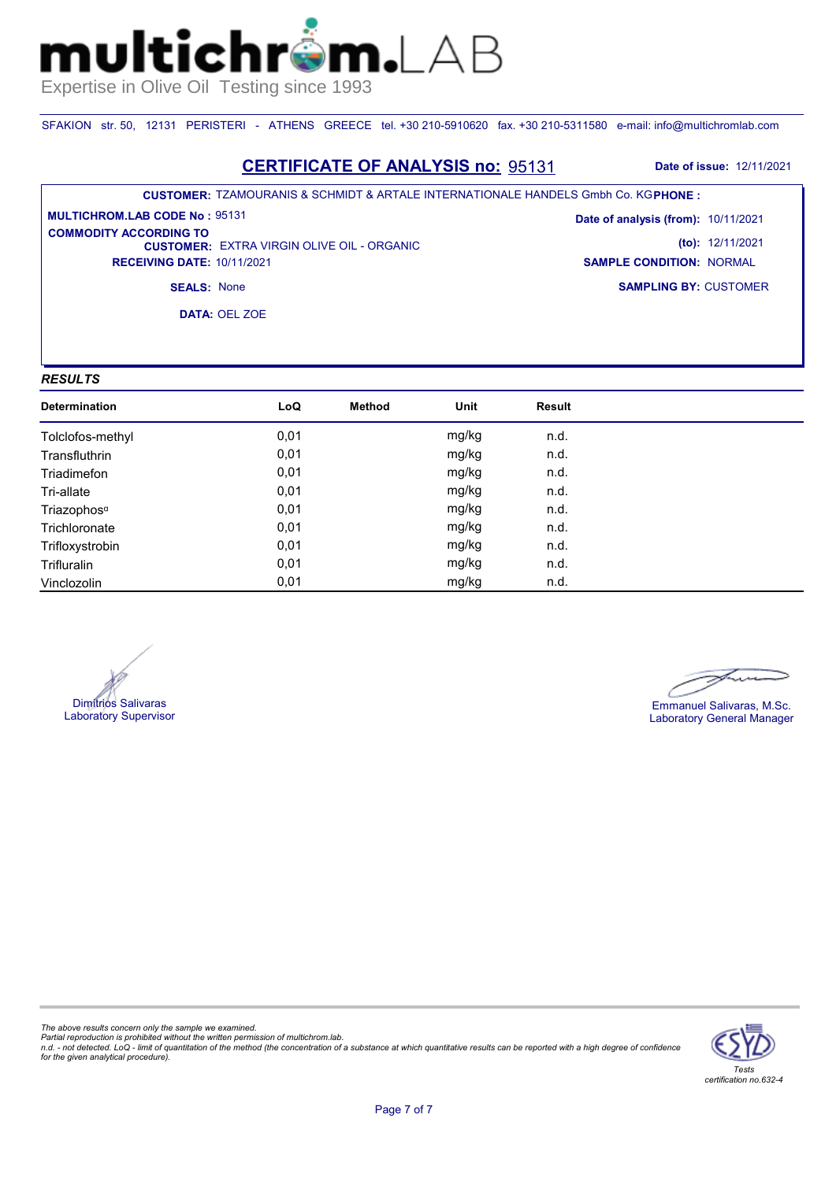# multichrom.LAB

Expertise in Olive Oil Testing since 1993

SFAKION str. 50, 12131 PERISTERI - ATHENS GREECE tel. +30 210-5910620 fax. +30 210-5311580 e-mail: info@multichromlab.com

## CERTIFICATE OF ANALYSIS no: 95131

**Date of issue:** 12/11/2021

**CUSTOMER:** TZAMOURANIS & SCHMIDT & ARTALE INTERNATIONALE HANDELS Gmbh Co. KG **PHONE :**

**MULTICHROM.LAB CODE No :** 95131

**Date of analysis (from):** 10/11/2021

**(to):** 12/11/2021

**COMMODITY ACCORDING TO CUSTOMER:** EXTRA VIRGIN OLIVE OIL - ORGANIC

**RECEIVING DATE:** 10/11/2021

**SAMPLE CONDITION:** NORMAL

**SEALS:** None

**SAMPLING BY:** CUSTOMER

**DATA:** OEL ZOE

### *RESULTS*

| Determination | LoQ | Method | Unit | Result |
|---|---|---|---|---|
| Tolclofos-methyl | 0,01 | | mg/kg | n.d. |
| Transfluthrin | 0,01 | | mg/kg | n.d. |
| Triadimefon | 0,01 | | mg/kg | n.d. |
| Tri-allate | 0,01 | | mg/kg | n.d. |
| Triazophosᵅ | 0,01 | | mg/kg | n.d. |
| Trichloronate | 0,01 | | mg/kg | n.d. |
| Trifloxystrobin | 0,01 | | mg/kg | n.d. |
| Trifluralin | 0,01 | | mg/kg | n.d. |
| Vinclozolin | 0,01 | | mg/kg | n.d. |

Dimitrios Salivaras
Laboratory Supervisor

Emmanuel Salivaras, M.Sc.
Laboratory General Manager

*The above results concern only the sample we examined.*
*Partial reproduction is prohibited without the written permission of multichrom.lab.*
*n.d. - not detected. LoQ - limit of quantitation of the method (the concentration of a substance at which quantitative results can be reported with a high degree of confidence for the given analytical procedure).*

ESYD *Tests certification no.632-4*